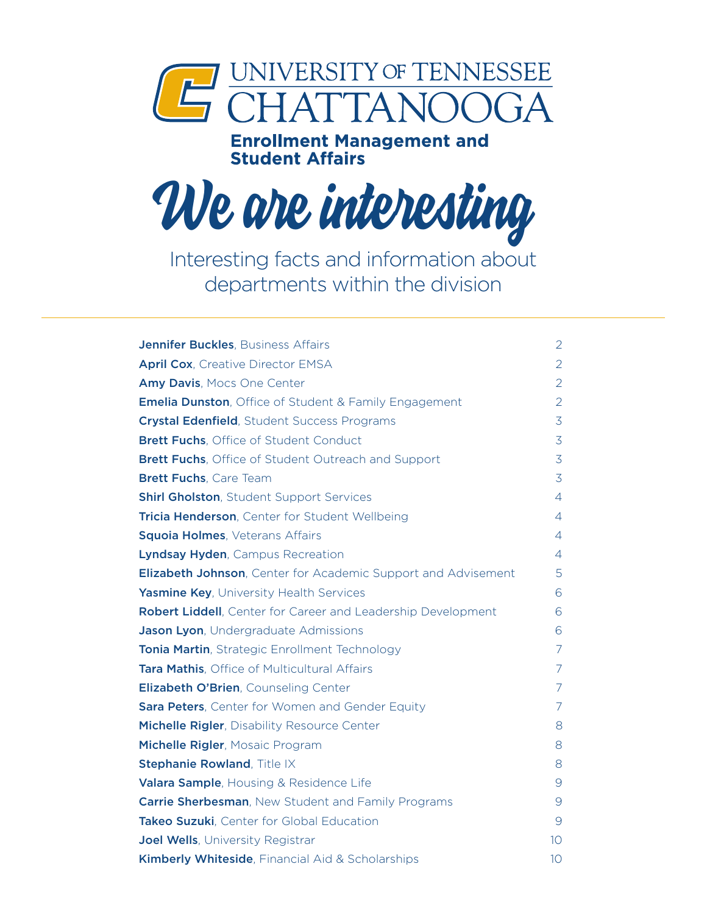# UNIVERSITY OF TENNESSEE CHATTANOOGA

**Enrollment Management and Student Affairs**

# We are interesting

Interesting facts and information about departments within the division

---

| | |
|---|---|
| **Jennifer Buckles**, Business Affairs | 2 |
| **April Cox**, Creative Director EMSA | 2 |
| **Amy Davis**, Mocs One Center | 2 |
| **Emelia Dunston**, Office of Student & Family Engagement | 2 |
| **Crystal Edenfield**, Student Success Programs | 3 |
| **Brett Fuchs**, Office of Student Conduct | 3 |
| **Brett Fuchs**, Office of Student Outreach and Support | 3 |
| **Brett Fuchs**, Care Team | 3 |
| **Shirl Gholston**, Student Support Services | 4 |
| **Tricia Henderson**, Center for Student Wellbeing | 4 |
| **Squoia Holmes**, Veterans Affairs | 4 |
| **Lyndsay Hyden**, Campus Recreation | 4 |
| **Elizabeth Johnson**, Center for Academic Support and Advisement | 5 |
| **Yasmine Key**, University Health Services | 6 |
| **Robert Liddell**, Center for Career and Leadership Development | 6 |
| **Jason Lyon**, Undergraduate Admissions | 6 |
| **Tonia Martin**, Strategic Enrollment Technology | 7 |
| **Tara Mathis**, Office of Multicultural Affairs | 7 |
| **Elizabeth O'Brien**, Counseling Center | 7 |
| **Sara Peters**, Center for Women and Gender Equity | 7 |
| **Michelle Rigler**, Disability Resource Center | 8 |
| **Michelle Rigler**, Mosaic Program | 8 |
| **Stephanie Rowland**, Title IX | 8 |
| **Valara Sample**, Housing & Residence Life | 9 |
| **Carrie Sherbesman**, New Student and Family Programs | 9 |
| **Takeo Suzuki**, Center for Global Education | 9 |
| **Joel Wells**, University Registrar | 10 |
| **Kimberly Whiteside**, Financial Aid & Scholarships | 10 |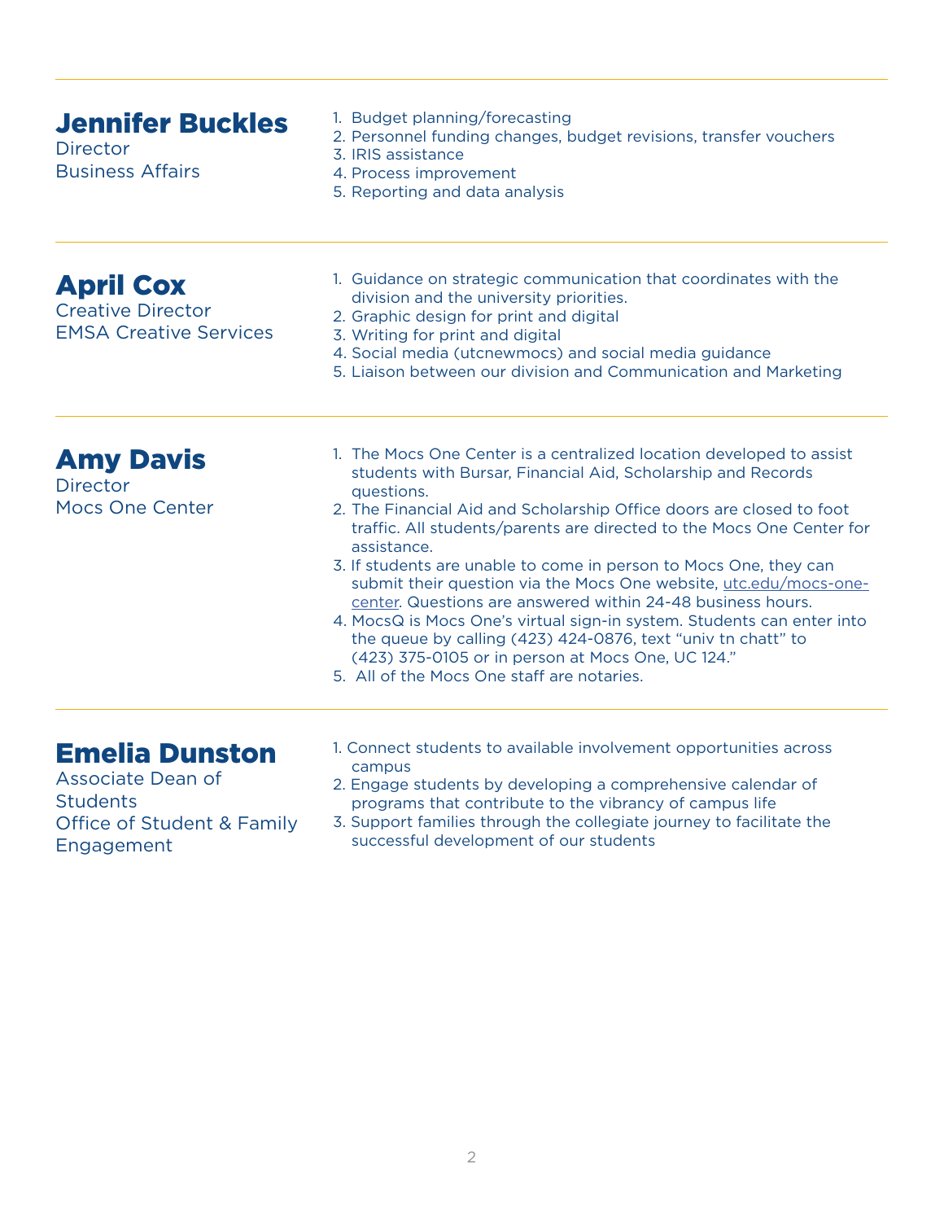---

## Jennifer Buckles

Director
Business Affairs

1. Budget planning/forecasting
2. Personnel funding changes, budget revisions, transfer vouchers
3. IRIS assistance
4. Process improvement
5. Reporting and data analysis

---

## April Cox

Creative Director
EMSA Creative Services

1. Guidance on strategic communication that coordinates with the division and the university priorities.
2. Graphic design for print and digital
3. Writing for print and digital
4. Social media (utcnewmocs) and social media guidance
5. Liaison between our division and Communication and Marketing

---

## Amy Davis

Director
Mocs One Center

1. The Mocs One Center is a centralized location developed to assist students with Bursar, Financial Aid, Scholarship and Records questions.
2. The Financial Aid and Scholarship Office doors are closed to foot traffic. All students/parents are directed to the Mocs One Center for assistance.
3. If students are unable to come in person to Mocs One, they can submit their question via the Mocs One website, utc.edu/mocs-one-center. Questions are answered within 24-48 business hours.
4. MocsQ is Mocs One's virtual sign-in system. Students can enter into the queue by calling (423) 424-0876, text "univ tn chatt" to (423) 375-0105 or in person at Mocs One, UC 124."
5. All of the Mocs One staff are notaries.

---

## Emelia Dunston

Associate Dean of Students
Office of Student & Family Engagement

1. Connect students to available involvement opportunities across campus
2. Engage students by developing a comprehensive calendar of programs that contribute to the vibrancy of campus life
3. Support families through the collegiate journey to facilitate the successful development of our students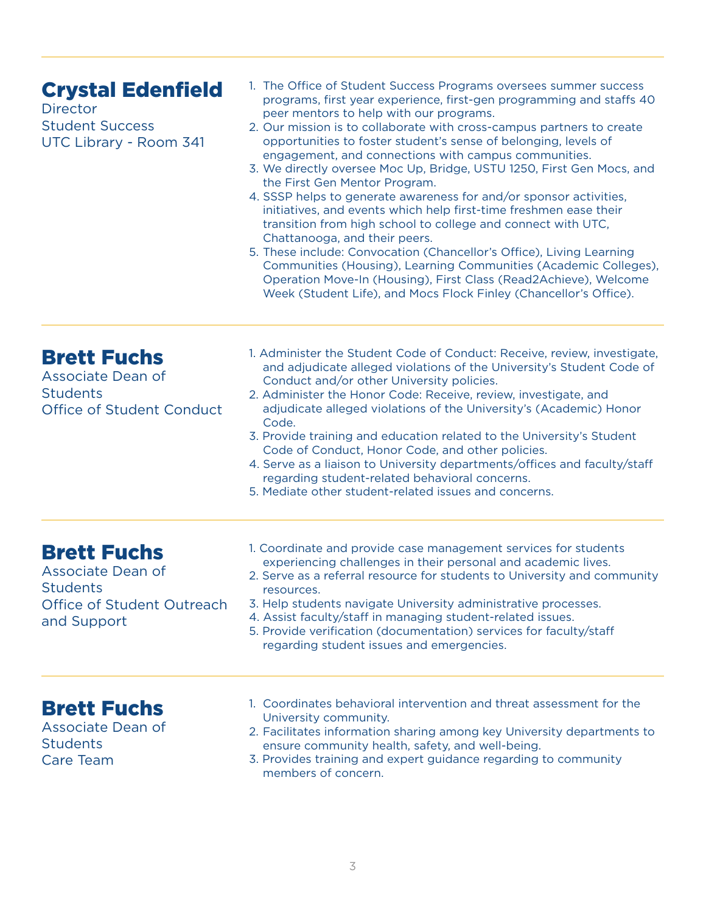## Crystal Edenfield

Director
Student Success
UTC Library - Room 341

1. The Office of Student Success Programs oversees summer success programs, first year experience, first-gen programming and staffs 40 peer mentors to help with our programs.
2. Our mission is to collaborate with cross-campus partners to create opportunities to foster student's sense of belonging, levels of engagement, and connections with campus communities.
3. We directly oversee Moc Up, Bridge, USTU 1250, First Gen Mocs, and the First Gen Mentor Program.
4. SSSP helps to generate awareness for and/or sponsor activities, initiatives, and events which help first-time freshmen ease their transition from high school to college and connect with UTC, Chattanooga, and their peers.
5. These include: Convocation (Chancellor's Office), Living Learning Communities (Housing), Learning Communities (Academic Colleges), Operation Move-In (Housing), First Class (Read2Achieve), Welcome Week (Student Life), and Mocs Flock Finley (Chancellor's Office).

---

## Brett Fuchs

Associate Dean of Students
Office of Student Conduct

1. Administer the Student Code of Conduct: Receive, review, investigate, and adjudicate alleged violations of the University's Student Code of Conduct and/or other University policies.
2. Administer the Honor Code: Receive, review, investigate, and adjudicate alleged violations of the University's (Academic) Honor Code.
3. Provide training and education related to the University's Student Code of Conduct, Honor Code, and other policies.
4. Serve as a liaison to University departments/offices and faculty/staff regarding student-related behavioral concerns.
5. Mediate other student-related issues and concerns.

---

## Brett Fuchs

Associate Dean of Students
Office of Student Outreach and Support

1. Coordinate and provide case management services for students experiencing challenges in their personal and academic lives.
2. Serve as a referral resource for students to University and community resources.
3. Help students navigate University administrative processes.
4. Assist faculty/staff in managing student-related issues.
5. Provide verification (documentation) services for faculty/staff regarding student issues and emergencies.

---

## Brett Fuchs

Associate Dean of Students
Care Team

1. Coordinates behavioral intervention and threat assessment for the University community.
2. Facilitates information sharing among key University departments to ensure community health, safety, and well-being.
3. Provides training and expert guidance regarding to community members of concern.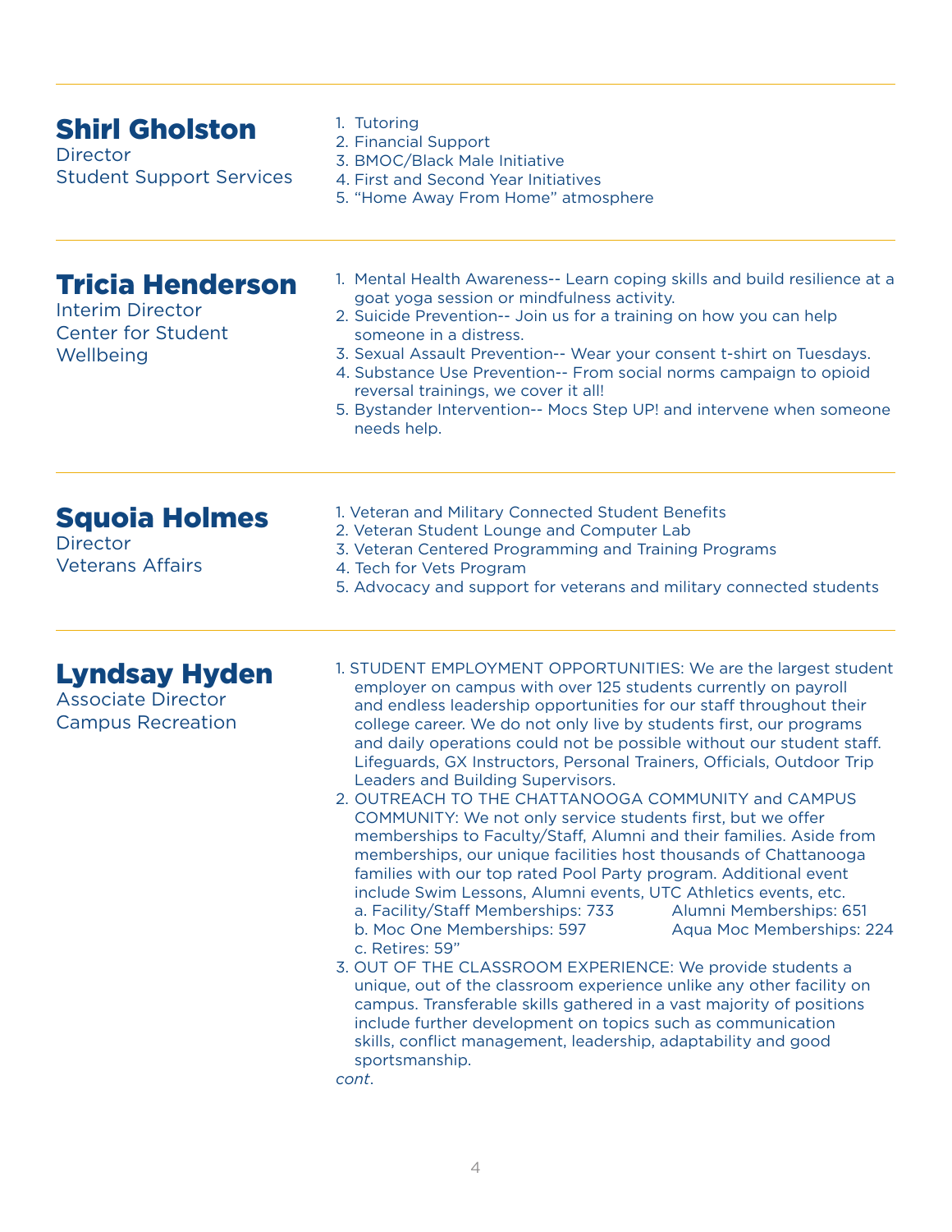## Shirl Gholston

Director
Student Support Services

1. Tutoring
2. Financial Support
3. BMOC/Black Male Initiative
4. First and Second Year Initiatives
5. "Home Away From Home" atmosphere

## Tricia Henderson

Interim Director
Center for Student Wellbeing

1. Mental Health Awareness-- Learn coping skills and build resilience at a goat yoga session or mindfulness activity.
2. Suicide Prevention-- Join us for a training on how you can help someone in a distress.
3. Sexual Assault Prevention-- Wear your consent t-shirt on Tuesdays.
4. Substance Use Prevention-- From social norms campaign to opioid reversal trainings, we cover it all!
5. Bystander Intervention-- Mocs Step UP! and intervene when someone needs help.

## Squoia Holmes

Director
Veterans Affairs

1. Veteran and Military Connected Student Benefits
2. Veteran Student Lounge and Computer Lab
3. Veteran Centered Programming and Training Programs
4. Tech for Vets Program
5. Advocacy and support for veterans and military connected students

## Lyndsay Hyden

Associate Director
Campus Recreation

1. STUDENT EMPLOYMENT OPPORTUNITIES: We are the largest student employer on campus with over 125 students currently on payroll and endless leadership opportunities for our staff throughout their college career. We do not only live by students first, our programs and daily operations could not be possible without our student staff. Lifeguards, GX Instructors, Personal Trainers, Officials, Outdoor Trip Leaders and Building Supervisors.
2. OUTREACH TO THE CHATTANOOGA COMMUNITY and CAMPUS COMMUNITY: We not only service students first, but we offer memberships to Faculty/Staff, Alumni and their families. Aside from memberships, our unique facilities host thousands of Chattanooga families with our top rated Pool Party program. Additional event include Swim Lessons, Alumni events, UTC Athletics events, etc.
   a. Facility/Staff Memberships: 733 Alumni Memberships: 651
   b. Moc One Memberships: 597 Aqua Moc Memberships: 224
   c. Retires: 59"
3. OUT OF THE CLASSROOM EXPERIENCE: We provide students a unique, out of the classroom experience unlike any other facility on campus. Transferable skills gathered in a vast majority of positions include further development on topics such as communication skills, conflict management, leadership, adaptability and good sportsmanship.

*cont*.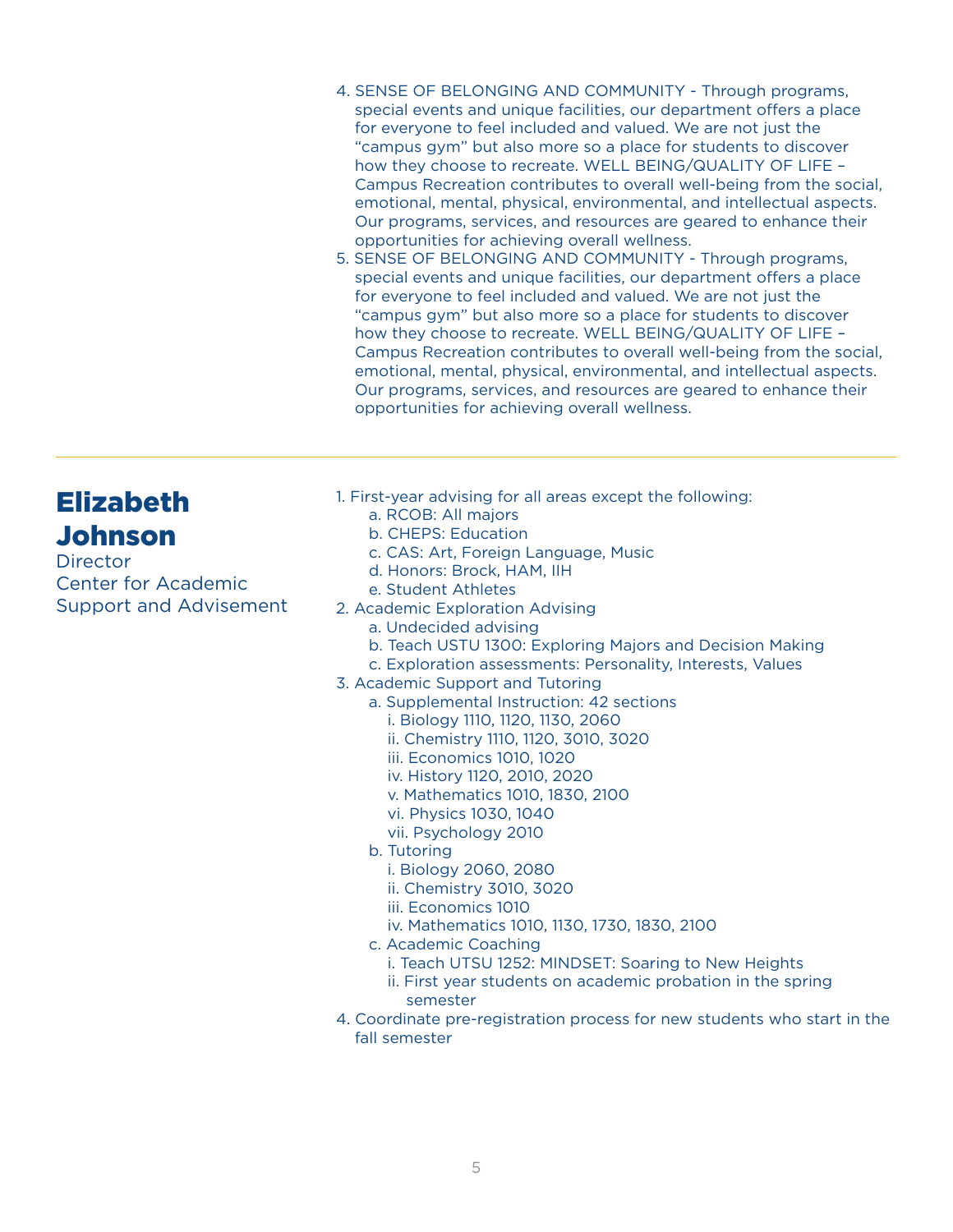4. SENSE OF BELONGING AND COMMUNITY - Through programs, special events and unique facilities, our department offers a place for everyone to feel included and valued. We are not just the "campus gym" but also more so a place for students to discover how they choose to recreate. WELL BEING/QUALITY OF LIFE – Campus Recreation contributes to overall well-being from the social, emotional, mental, physical, environmental, and intellectual aspects. Our programs, services, and resources are geared to enhance their opportunities for achieving overall wellness.
5. SENSE OF BELONGING AND COMMUNITY - Through programs, special events and unique facilities, our department offers a place for everyone to feel included and valued. We are not just the "campus gym" but also more so a place for students to discover how they choose to recreate. WELL BEING/QUALITY OF LIFE – Campus Recreation contributes to overall well-being from the social, emotional, mental, physical, environmental, and intellectual aspects. Our programs, services, and resources are geared to enhance their opportunities for achieving overall wellness.

---

## Elizabeth Johnson

Director
Center for Academic Support and Advisement

1. First-year advising for all areas except the following:
   a. RCOB: All majors
   b. CHEPS: Education
   c. CAS: Art, Foreign Language, Music
   d. Honors: Brock, HAM, IIH
   e. Student Athletes
2. Academic Exploration Advising
   a. Undecided advising
   b. Teach USTU 1300: Exploring Majors and Decision Making
   c. Exploration assessments: Personality, Interests, Values
3. Academic Support and Tutoring
   a. Supplemental Instruction: 42 sections
      i. Biology 1110, 1120, 1130, 2060
      ii. Chemistry 1110, 1120, 3010, 3020
      iii. Economics 1010, 1020
      iv. History 1120, 2010, 2020
      v. Mathematics 1010, 1830, 2100
      vi. Physics 1030, 1040
      vii. Psychology 2010
   b. Tutoring
      i. Biology 2060, 2080
      ii. Chemistry 3010, 3020
      iii. Economics 1010
      iv. Mathematics 1010, 1130, 1730, 1830, 2100
   c. Academic Coaching
      i. Teach UTSU 1252: MINDSET: Soaring to New Heights
      ii. First year students on academic probation in the spring semester
4. Coordinate pre-registration process for new students who start in the fall semester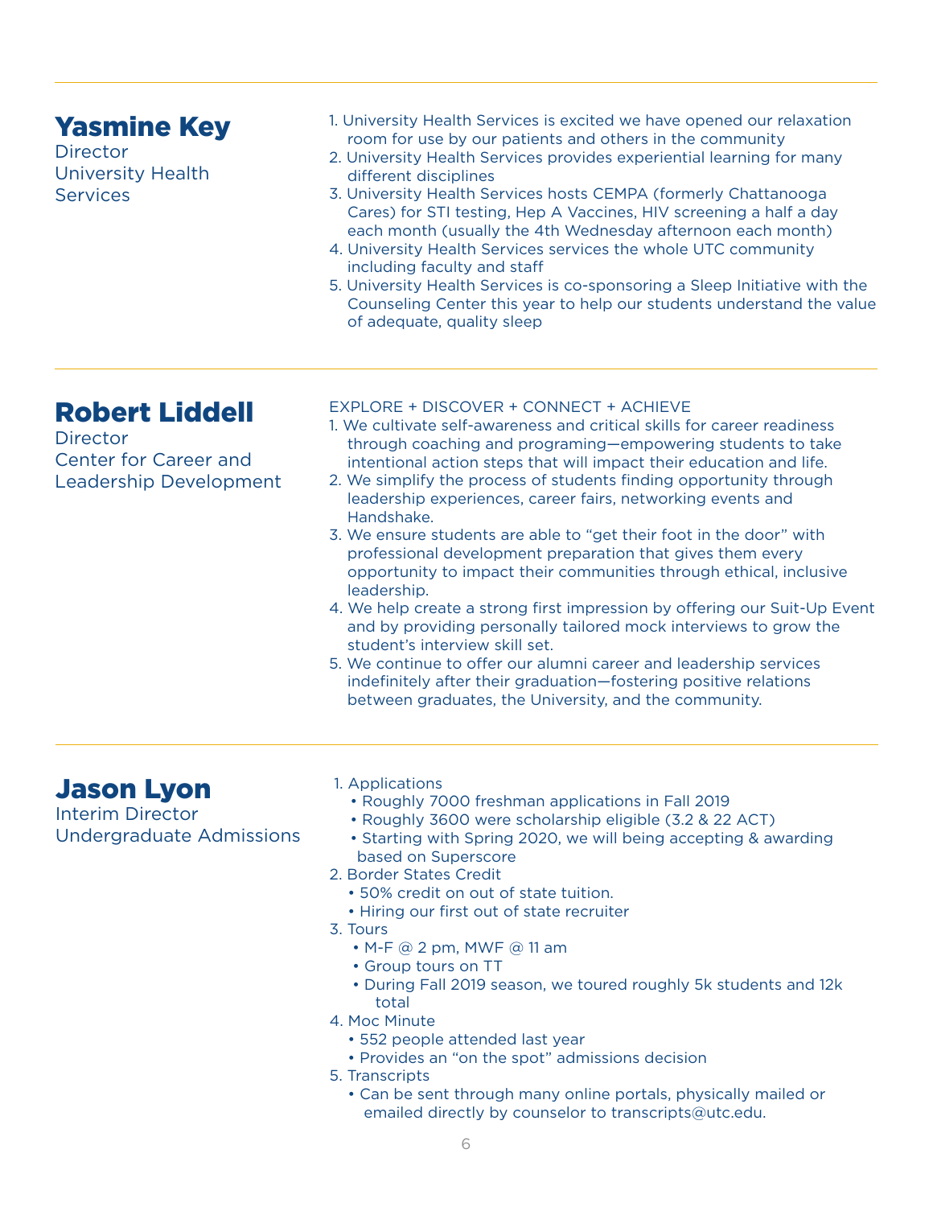## Yasmine Key

Director
University Health Services

1. University Health Services is excited we have opened our relaxation room for use by our patients and others in the community
2. University Health Services provides experiential learning for many different disciplines
3. University Health Services hosts CEMPA (formerly Chattanooga Cares) for STI testing, Hep A Vaccines, HIV screening a half a day each month (usually the 4th Wednesday afternoon each month)
4. University Health Services services the whole UTC community including faculty and staff
5. University Health Services is co-sponsoring a Sleep Initiative with the Counseling Center this year to help our students understand the value of adequate, quality sleep

---

## Robert Liddell

Director
Center for Career and Leadership Development

EXPLORE + DISCOVER + CONNECT + ACHIEVE

1. We cultivate self-awareness and critical skills for career readiness through coaching and programing—empowering students to take intentional action steps that will impact their education and life.
2. We simplify the process of students finding opportunity through leadership experiences, career fairs, networking events and Handshake.
3. We ensure students are able to "get their foot in the door" with professional development preparation that gives them every opportunity to impact their communities through ethical, inclusive leadership.
4. We help create a strong first impression by offering our Suit-Up Event and by providing personally tailored mock interviews to grow the student's interview skill set.
5. We continue to offer our alumni career and leadership services indefinitely after their graduation—fostering positive relations between graduates, the University, and the community.

---

## Jason Lyon

Interim Director
Undergraduate Admissions

1. Applications
   - Roughly 7000 freshman applications in Fall 2019
   - Roughly 3600 were scholarship eligible (3.2 & 22 ACT)
   - Starting with Spring 2020, we will being accepting & awarding based on Superscore
2. Border States Credit
   - 50% credit on out of state tuition.
   - Hiring our first out of state recruiter
3. Tours
   - M-F @ 2 pm, MWF @ 11 am
   - Group tours on TT
   - During Fall 2019 season, we toured roughly 5k students and 12k total
4. Moc Minute
   - 552 people attended last year
   - Provides an "on the spot" admissions decision
5. Transcripts
   - Can be sent through many online portals, physically mailed or emailed directly by counselor to transcripts@utc.edu.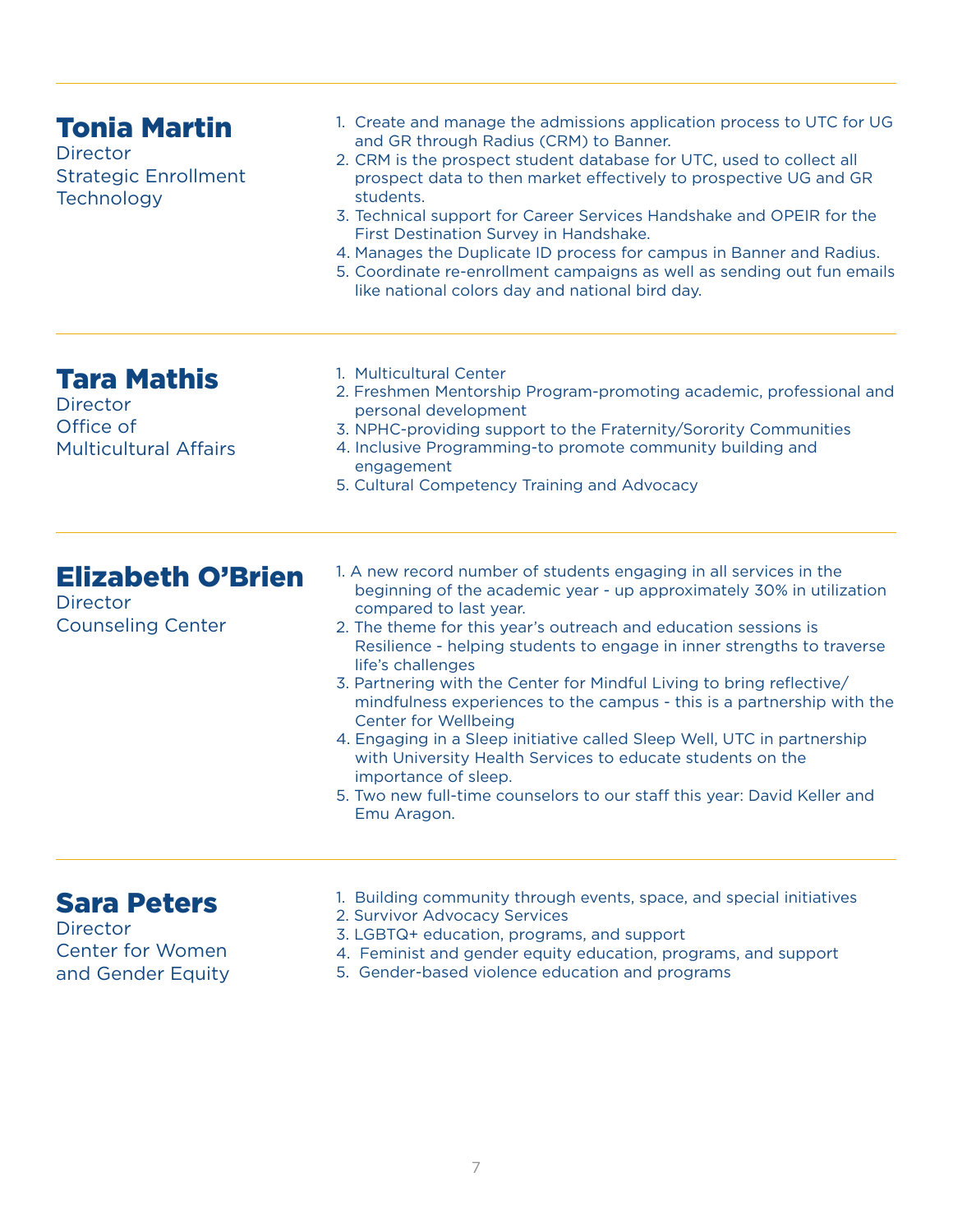## Tonia Martin

Director
Strategic Enrollment Technology

1. Create and manage the admissions application process to UTC for UG and GR through Radius (CRM) to Banner.
2. CRM is the prospect student database for UTC, used to collect all prospect data to then market effectively to prospective UG and GR students.
3. Technical support for Career Services Handshake and OPEIR for the First Destination Survey in Handshake.
4. Manages the Duplicate ID process for campus in Banner and Radius.
5. Coordinate re-enrollment campaigns as well as sending out fun emails like national colors day and national bird day.

## Tara Mathis

Director
Office of Multicultural Affairs

1. Multicultural Center
2. Freshmen Mentorship Program-promoting academic, professional and personal development
3. NPHC-providing support to the Fraternity/Sorority Communities
4. Inclusive Programming-to promote community building and engagement
5. Cultural Competency Training and Advocacy

## Elizabeth O'Brien

Director
Counseling Center

1. A new record number of students engaging in all services in the beginning of the academic year - up approximately 30% in utilization compared to last year.
2. The theme for this year's outreach and education sessions is Resilience - helping students to engage in inner strengths to traverse life's challenges
3. Partnering with the Center for Mindful Living to bring reflective/ mindfulness experiences to the campus - this is a partnership with the Center for Wellbeing
4. Engaging in a Sleep initiative called Sleep Well, UTC in partnership with University Health Services to educate students on the importance of sleep.
5. Two new full-time counselors to our staff this year: David Keller and Emu Aragon.

## Sara Peters

Director
Center for Women and Gender Equity

1. Building community through events, space, and special initiatives
2. Survivor Advocacy Services
3. LGBTQ+ education, programs, and support
4. Feminist and gender equity education, programs, and support
5. Gender-based violence education and programs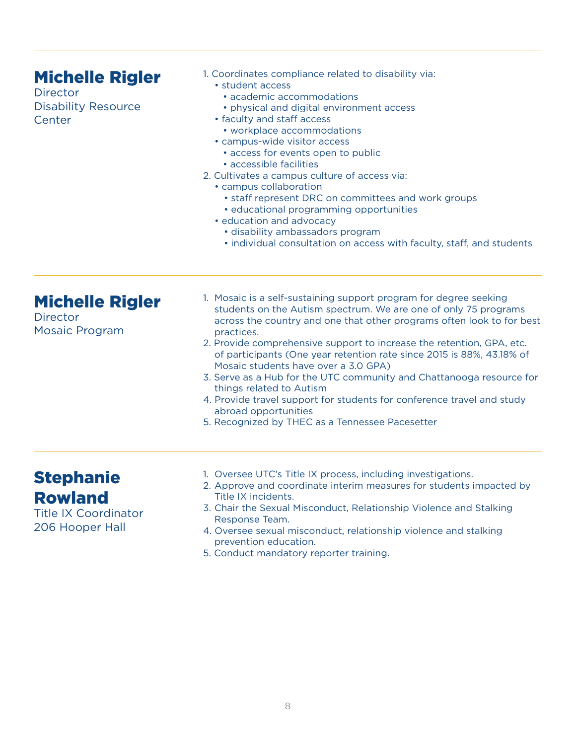## Michelle Rigler

Director
Disability Resource Center

1. Coordinates compliance related to disability via:
   - student access
     - academic accommodations
     - physical and digital environment access
   - faculty and staff access
     - workplace accommodations
   - campus-wide visitor access
     - access for events open to public
     - accessible facilities
2. Cultivates a campus culture of access via:
   - campus collaboration
     - staff represent DRC on committees and work groups
     - educational programming opportunities
   - education and advocacy
     - disability ambassadors program
     - individual consultation on access with faculty, staff, and students

---

## Michelle Rigler

Director
Mosaic Program

1. Mosaic is a self-sustaining support program for degree seeking students on the Autism spectrum. We are one of only 75 programs across the country and one that other programs often look to for best practices.
2. Provide comprehensive support to increase the retention, GPA, etc. of participants (One year retention rate since 2015 is 88%, 43.18% of Mosaic students have over a 3.0 GPA)
3. Serve as a Hub for the UTC community and Chattanooga resource for things related to Autism
4. Provide travel support for students for conference travel and study abroad opportunities
5. Recognized by THEC as a Tennessee Pacesetter

---

## Stephanie Rowland

Title IX Coordinator
206 Hooper Hall

1. Oversee UTC's Title IX process, including investigations.
2. Approve and coordinate interim measures for students impacted by Title IX incidents.
3. Chair the Sexual Misconduct, Relationship Violence and Stalking Response Team.
4. Oversee sexual misconduct, relationship violence and stalking prevention education.
5. Conduct mandatory reporter training.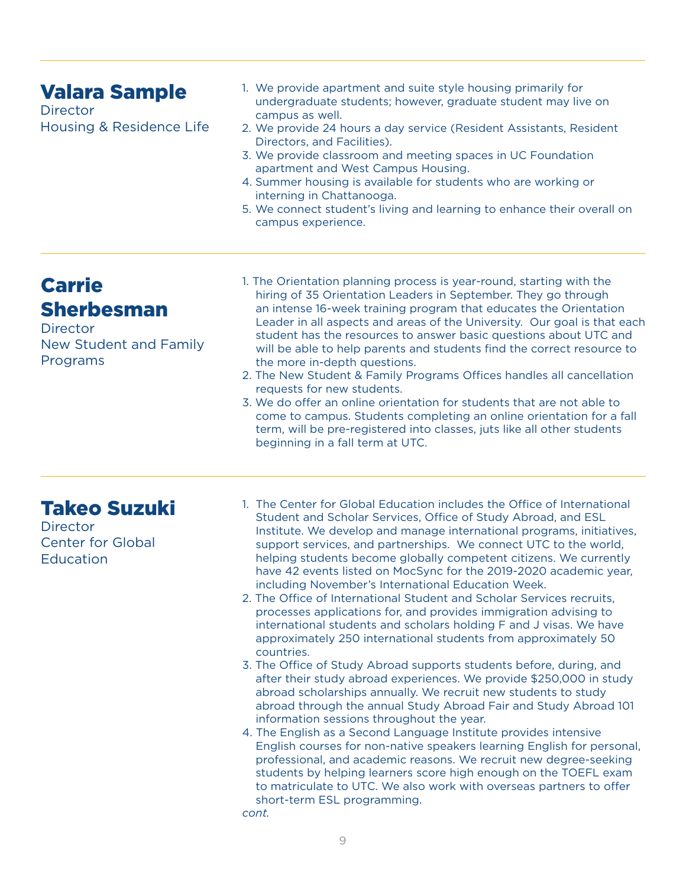## Valara Sample

Director
Housing & Residence Life

1. We provide apartment and suite style housing primarily for undergraduate students; however, graduate student may live on campus as well.
2. We provide 24 hours a day service (Resident Assistants, Resident Directors, and Facilities).
3. We provide classroom and meeting spaces in UC Foundation apartment and West Campus Housing.
4. Summer housing is available for students who are working or interning in Chattanooga.
5. We connect student's living and learning to enhance their overall on campus experience.

---

## Carrie Sherbesman

Director
New Student and Family Programs

1. The Orientation planning process is year-round, starting with the hiring of 35 Orientation Leaders in September. They go through an intense 16-week training program that educates the Orientation Leader in all aspects and areas of the University. Our goal is that each student has the resources to answer basic questions about UTC and will be able to help parents and students find the correct resource to the more in-depth questions.
2. The New Student & Family Programs Offices handles all cancellation requests for new students.
3. We do offer an online orientation for students that are not able to come to campus. Students completing an online orientation for a fall term, will be pre-registered into classes, juts like all other students beginning in a fall term at UTC.

---

## Takeo Suzuki

Director
Center for Global Education

1. The Center for Global Education includes the Office of International Student and Scholar Services, Office of Study Abroad, and ESL Institute. We develop and manage international programs, initiatives, support services, and partnerships. We connect UTC to the world, helping students become globally competent citizens. We currently have 42 events listed on MocSync for the 2019-2020 academic year, including November's International Education Week.
2. The Office of International Student and Scholar Services recruits, processes applications for, and provides immigration advising to international students and scholars holding F and J visas. We have approximately 250 international students from approximately 50 countries.
3. The Office of Study Abroad supports students before, during, and after their study abroad experiences. We provide $250,000 in study abroad scholarships annually. We recruit new students to study abroad through the annual Study Abroad Fair and Study Abroad 101 information sessions throughout the year.
4. The English as a Second Language Institute provides intensive English courses for non-native speakers learning English for personal, professional, and academic reasons. We recruit new degree-seeking students by helping learners score high enough on the TOEFL exam to matriculate to UTC. We also work with overseas partners to offer short-term ESL programming.

*cont.*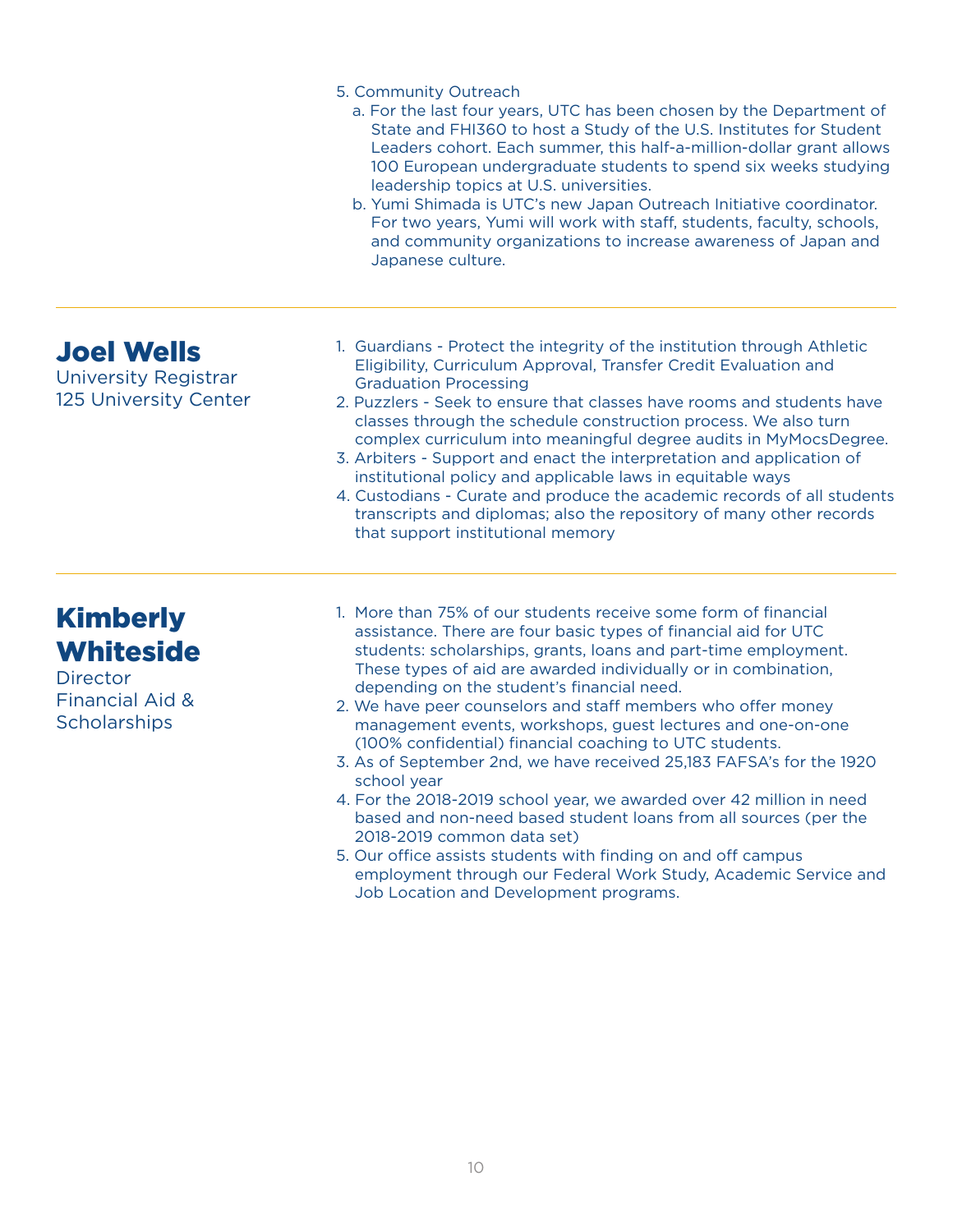5. Community Outreach
   a. For the last four years, UTC has been chosen by the Department of State and FHI360 to host a Study of the U.S. Institutes for Student Leaders cohort. Each summer, this half-a-million-dollar grant allows 100 European undergraduate students to spend six weeks studying leadership topics at U.S. universities.
   b. Yumi Shimada is UTC's new Japan Outreach Initiative coordinator. For two years, Yumi will work with staff, students, faculty, schools, and community organizations to increase awareness of Japan and Japanese culture.

---

## Joel Wells

University Registrar
125 University Center

1. Guardians - Protect the integrity of the institution through Athletic Eligibility, Curriculum Approval, Transfer Credit Evaluation and Graduation Processing
2. Puzzlers - Seek to ensure that classes have rooms and students have classes through the schedule construction process. We also turn complex curriculum into meaningful degree audits in MyMocsDegree.
3. Arbiters - Support and enact the interpretation and application of institutional policy and applicable laws in equitable ways
4. Custodians - Curate and produce the academic records of all students transcripts and diplomas; also the repository of many other records that support institutional memory

---

## Kimberly Whiteside

Director
Financial Aid & Scholarships

1. More than 75% of our students receive some form of financial assistance. There are four basic types of financial aid for UTC students: scholarships, grants, loans and part-time employment. These types of aid are awarded individually or in combination, depending on the student's financial need.
2. We have peer counselors and staff members who offer money management events, workshops, guest lectures and one-on-one (100% confidential) financial coaching to UTC students.
3. As of September 2nd, we have received 25,183 FAFSA's for the 1920 school year
4. For the 2018-2019 school year, we awarded over 42 million in need based and non-need based student loans from all sources (per the 2018-2019 common data set)
5. Our office assists students with finding on and off campus employment through our Federal Work Study, Academic Service and Job Location and Development programs.